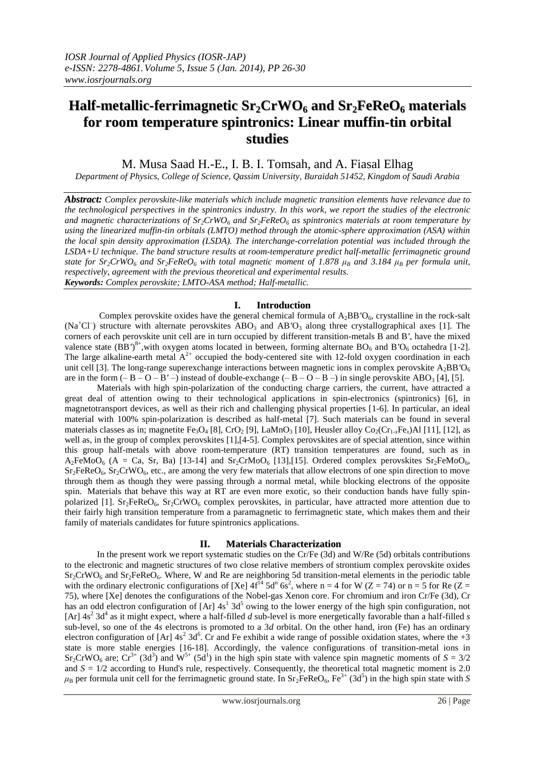# Half-metallic-ferrimagnetic $Sr_2CrWO_6$ and $Sr_2FeReO_6$ materials for room temperature spintronics: Linear muffin-tin orbital studies

M. Musa Saad H.-E., I. B. I. Tomsah, and A. Fiasal Elhag

*Department of Physics, College of Science, Qassim University, Buraidah 51452, Kingdom of Saudi Arabia*

***Abstract:*** *Complex perovskite-like materials which include magnetic transition elements have relevance due to the technological perspectives in the spintronics industry. In this work, we report the studies of the electronic and magnetic characterizations of $Sr_2CrWO_6$ and $Sr_2FeReO_6$ as spintronics materials at room temperature by using the linearized muffin-tin orbitals (LMTO) method through the atomic-sphere approximation (ASA) within the local spin density approximation (LSDA). The interchange-correlation potential was included through the LSDA+U technique. The band structure results at room-temperature predict half-metallic ferrimagnetic ground state for $Sr_2CrWO_6$ and $Sr_2FeReO_6$ with total magnetic moment of 1.878 $\mu_B$ and 3.184 $\mu_B$ per formula unit, respectively, agreement with the previous theoretical and experimental results.*

***Keywords:*** *Complex perovskite; LMTO-ASA method; Half-metallic.*

## I. Introduction

Complex perovskite oxides have the general chemical formula of $A_2BB'O_6$, crystalline in the rock-salt ($Na^+Cl^-$) structure with alternate perovskites $ABO_3$ and $AB'O_3$ along three crystallographical axes [1]. The corners of each perovskite unit cell are in turn occupied by different transition-metals B and B′, have the mixed valence state $(BB')^{8+}$, with oxygen atoms located in between, forming alternate $BO_6$ and $B'O_6$ octahedra [1-2]. The large alkaline-earth metal $A^{2+}$ occupied the body-centered site with 12-fold oxygen coordination in each unit cell [3]. The long-range superexchange interactions between magnetic ions in complex perovskite $A_2BB'O_6$ are in the form (– B – O – B′ –) instead of double-exchange (– B – O – B –) in single perovskite $ABO_3$ [4], [5].

Materials with high spin-polarization of the conducting charge carriers, the current, have attracted a great deal of attention owing to their technological applications in spin-electronics (spintronics) [6], in magnetotransport devices, as well as their rich and challenging physical properties [1-6]. In particular, an ideal material with 100% spin-polarization is described as half-metal [7]. Such materials can be found in several materials classes as in; magnetite $Fe_3O_4$ [8], $CrO_2$ [9], $LaMnO_3$ [10], Heusler alloy $Co_2(Cr_{1-x}Fe_x)Al$ [11], [12], as well as, in the group of complex perovskites [1],[4-5]. Complex perovskites are of special attention, since within this group half-metals with above room-temperature (RT) transition temperatures are found, such as in $A_2FeMoO_6$ (A = Ca, Sr, Ba) [13-14] and $Sr_2CrMoO_6$ [13],[15]. Ordered complex perovskites $Sr_2FeMoO_6$, $Sr_2FeReO_6$, $Sr_2CrWO_6$, etc., are among the very few materials that allow electrons of one spin direction to move through them as though they were passing through a normal metal, while blocking electrons of the opposite spin. Materials that behave this way at RT are even more exotic, so their conduction bands have fully spin-polarized [1]. $Sr_2FeReO_6$, $Sr_2CrWO_6$ complex perovskites, in particular, have attracted more attention due to their fairly high transition temperature from a paramagnetic to ferrimagnetic state, which makes them and their family of materials candidates for future spintronics applications.

## II. Materials Characterization

In the present work we report systematic studies on the Cr/Fe (3d) and W/Re (5d) orbitals contributions to the electronic and magnetic structures of two close relative members of strontium complex perovskite oxides $Sr_2CrWO_6$ and $Sr_2FeReO_6$. Where, W and Re are neighboring 5d transition-metal elements in the periodic table with the ordinary electronic configurations of [Xe] $4f^{14}\,5d^n\,6s^2$, where n = 4 for W (Z = 74) or n = 5 for Re (Z = 75), where [Xe] denotes the configurations of the Nobel-gas Xenon core. For chromium and iron Cr/Fe (3d), Cr has an odd electron configuration of [Ar] $4s^1\,3d^5$ owing to the lower energy of the high spin configuration, not [Ar] $4s^2\,3d^4$ as it might expect, where a half-filled *d* sub-level is more energetically favorable than a half-filled *s* sub-level, so one of the 4*s* electrons is promoted to a 3*d* orbital. On the other hand, iron (Fe) has an ordinary electron configuration of [Ar] $4s^2\,3d^6$. Cr and Fe exhibit a wide range of possible oxidation states, where the +3 state is more stable energies [16-18]. Accordingly, the valence configurations of transition-metal ions in $Sr_2CrWO_6$ are; $Cr^{3+}$ ($3d^3$) and $W^{5+}$ ($5d^1$) in the high spin state with valence spin magnetic moments of $S = 3/2$ and $S = 1/2$ according to Hund's rule, respectively. Consequently, the theoretical total magnetic moment is 2.0 $\mu_B$ per formula unit cell for the ferrimagnetic ground state. In $Sr_2FeReO_6$, $Fe^{3+}$ ($3d^5$) in the high spin state with *S*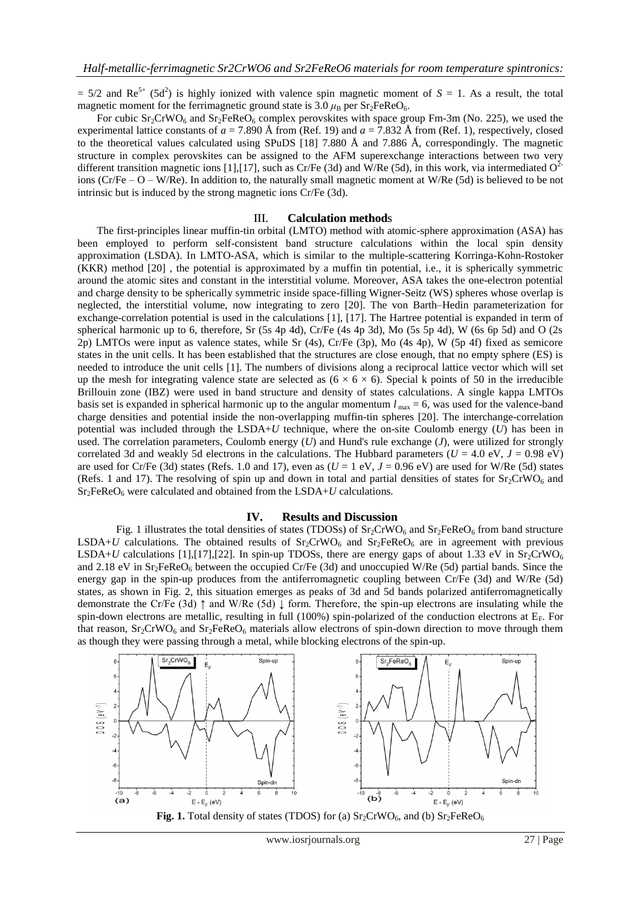= 5/2 and $Re^{5+}$ ($5d^2$) is highly ionized with valence spin magnetic moment of $S = 1$. As a result, the total magnetic moment for the ferrimagnetic ground state is 3.0 $\mu_B$ per $Sr_2FeReO_6$.

For cubic $Sr_2CrWO_6$ and $Sr_2FeReO_6$ complex perovskites with space group Fm-3m (No. 225), we used the experimental lattice constants of $a$ = 7.890 Å from (Ref. 19) and $a$ = 7.832 Å from (Ref. 1), respectively, closed to the theoretical values calculated using SPuDS [18] 7.880 Å and 7.886 Å, correspondingly. The magnetic structure in complex perovskites can be assigned to the AFM superexchange interactions between two very different transition magnetic ions [1],[17], such as Cr/Fe (3d) and W/Re (5d), in this work, via intermediated $O^{2-}$ ions (Cr/Fe – O – W/Re). In addition to, the naturally small magnetic moment at W/Re (5d) is believed to be not intrinsic but is induced by the strong magnetic ions Cr/Fe (3d).

## III. Calculation methods

The first-principles linear muffin-tin orbital (LMTO) method with atomic-sphere approximation (ASA) has been employed to perform self-consistent band structure calculations within the local spin density approximation (LSDA). In LMTO-ASA, which is similar to the multiple-scattering Korringa-Kohn-Rostoker (KKR) method [20] , the potential is approximated by a muffin tin potential, i.e., it is spherically symmetric around the atomic sites and constant in the interstitial volume. Moreover, ASA takes the one-electron potential and charge density to be spherically symmetric inside space-filling Wigner-Seitz (WS) spheres whose overlap is neglected, the interstitial volume, now integrating to zero [20]. The von Barth–Hedin parameterization for exchange-correlation potential is used in the calculations [1], [17]. The Hartree potential is expanded in term of spherical harmonic up to 6, therefore, Sr (5s 4p 4d), Cr/Fe (4s 4p 3d), Mo (5s 5p 4d), W (6s 6p 5d) and O (2s 2p) LMTOs were input as valence states, while Sr (4s), Cr/Fe (3p), Mo (4s 4p), W (5p 4f) fixed as semicore states in the unit cells. It has been established that the structures are close enough, that no empty sphere (ES) is needed to introduce the unit cells [1]. The numbers of divisions along a reciprocal lattice vector which will set up the mesh for integrating valence state are selected as ($6 \times 6 \times 6$). Special k points of 50 in the irreducible Brillouin zone (IBZ) were used in band structure and density of states calculations. A single kappa LMTOs basis set is expanded in spherical harmonic up to the angular momentum $l_{\max} = 6$, was used for the valence-band charge densities and potential inside the non-overlapping muffin-tin spheres [20]. The interchange-correlation potential was included through the LSDA+$U$ technique, where the on-site Coulomb energy ($U$) has been in used. The correlation parameters, Coulomb energy ($U$) and Hund's rule exchange ($J$), were utilized for strongly correlated 3d and weakly 5d electrons in the calculations. The Hubbard parameters ($U$ = 4.0 eV, $J$ = 0.98 eV) are used for Cr/Fe (3d) states (Refs. 1.0 and 17), even as ($U$ = 1 eV, $J$ = 0.96 eV) are used for W/Re (5d) states (Refs. 1 and 17). The resolving of spin up and down in total and partial densities of states for $Sr_2CrWO_6$ and $Sr_2FeReO_6$ were calculated and obtained from the LSDA+$U$ calculations.

## IV. Results and Discussion

Fig. 1 illustrates the total densities of states (TDOSs) of $Sr_2CrWO_6$ and $Sr_2FeReO_6$ from band structure LSDA+$U$ calculations. The obtained results of $Sr_2CrWO_6$ and $Sr_2FeReO_6$ are in agreement with previous LSDA+$U$ calculations [1],[17],[22]. In spin-up TDOSs, there are energy gaps of about 1.33 eV in $Sr_2CrWO_6$ and 2.18 eV in $Sr_2FeReO_6$ between the occupied Cr/Fe (3d) and unoccupied W/Re (5d) partial bands. Since the energy gap in the spin-up produces from the antiferromagnetic coupling between Cr/Fe (3d) and W/Re (5d) states, as shown in Fig. 2, this situation emerges as peaks of 3d and 5d bands polarized antiferromagnetically demonstrate the Cr/Fe (3d) ↑ and W/Re (5d) ↓ form. Therefore, the spin-up electrons are insulating while the spin-down electrons are metallic, resulting in full (100%) spin-polarized of the conduction electrons at $E_F$. For that reason, $Sr_2CrWO_6$ and $Sr_2FeReO_6$ materials allow electrons of spin-down direction to move through them as though they were passing through a metal, while blocking electrons of the spin-up.

**Fig. 1.** Total density of states (TDOS) for (a) $Sr_2CrWO_6$, and (b) $Sr_2FeReO_6$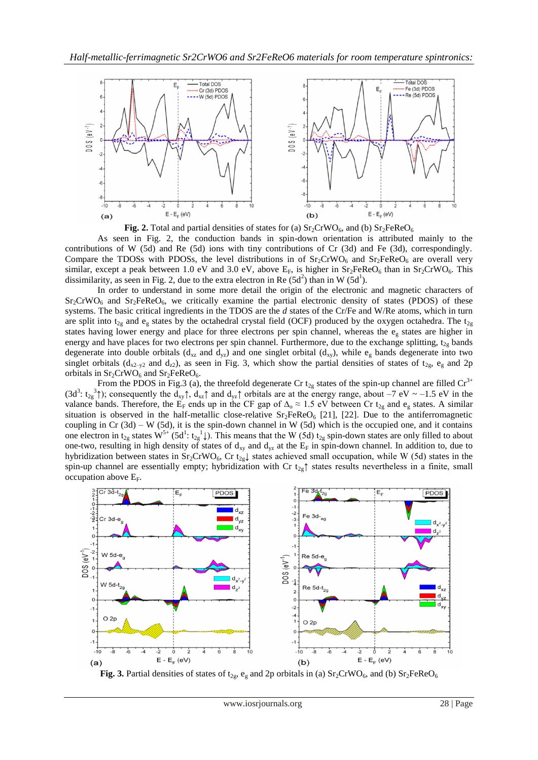**Fig. 2.** Total and partial densities of states for (a) $Sr_2CrWO_6$, and (b) $Sr_2FeReO_6$

As seen in Fig. 2, the conduction bands in spin-down orientation is attributed mainly to the contributions of W (5d) and Re (5d) ions with tiny contributions of Cr (3d) and Fe (3d), correspondingly. Compare the TDOSs with PDOSs, the level distributions in of $Sr_2CrWO_6$ and $Sr_2FeReO_6$ are overall very similar, except a peak between 1.0 eV and 3.0 eV, above $E_F$, is higher in $Sr_2FeReO_6$ than in $Sr_2CrWO_6$. This dissimilarity, as seen in Fig. 2, due to the extra electron in Re ($5d^2$) than in W ($5d^1$).

In order to understand in some more detail the origin of the electronic and magnetic characters of $Sr_2CrWO_6$ and $Sr_2FeReO_6$, we critically examine the partial electronic density of states (PDOS) of these systems. The basic critical ingredients in the TDOS are the *d* states of the Cr/Fe and W/Re atoms, which in turn are split into $t_{2g}$ and $e_g$ states by the octahedral crystal field (OCF) produced by the oxygen octahedra. The $t_{2g}$ states having lower energy and place for three electrons per spin channel, whereas the $e_g$ states are higher in energy and have places for two electrons per spin channel. Furthermore, due to the exchange splitting, $t_{2g}$ bands degenerate into double orbitals ($d_{xz}$ and $d_{yz}$) and one singlet orbital ($d_{xy}$), while $e_g$ bands degenerate into two singlet orbitals ($d_{x2-y2}$ and $d_{z2}$), as seen in Fig. 3, which show the partial densities of states of $t_{2g}$, $e_g$ and 2p orbitals in $Sr_2CrWO_6$ and $Sr_2FeReO_6$.

From the PDOS in Fig.3 (a), the threefold degenerate Cr $t_{2g}$ states of the spin-up channel are filled $Cr^{3+}$ ($3d^3$: $t_{2g}^3\uparrow$); consequently the $d_{xy}\uparrow$, $d_{xz}\uparrow$ and $d_{yz}\uparrow$ orbitals are at the energy range, about –7 eV ~ –1.5 eV in the valance bands. Therefore, the $E_F$ ends up in the CF gap of $\Delta_o \approx$ 1.5 eV between Cr $t_{2g}$ and $e_g$ states. A similar situation is observed in the half-metallic close-relative $Sr_2FeReO_6$ [21], [22]. Due to the antiferromagnetic coupling in Cr (3d) – W (5d), it is the spin-down channel in W (5d) which is the occupied one, and it contains one electron in $t_{2g}$ states $W^{5+}$ ($5d^1$: $t_{2g}^1\downarrow$). This means that the W (5d) $t_{2g}$ spin-down states are only filled to about one-two, resulting in high density of states of $d_{xy}$ and $d_{yz}$ at the $E_F$ in spin-down channel. In addition to, due to hybridization between states in $Sr_2CrWO_6$, Cr $t_{2g}\downarrow$ states achieved small occupation, while W (5d) states in the spin-up channel are essentially empty; hybridization with Cr $t_{2g}\uparrow$ states results nevertheless in a finite, small occupation above $E_F$.

**Fig. 3.** Partial densities of states of $t_{2g}$, $e_g$ and 2p orbitals in (a) $Sr_2CrWO_6$, and (b) $Sr_2FeReO_6$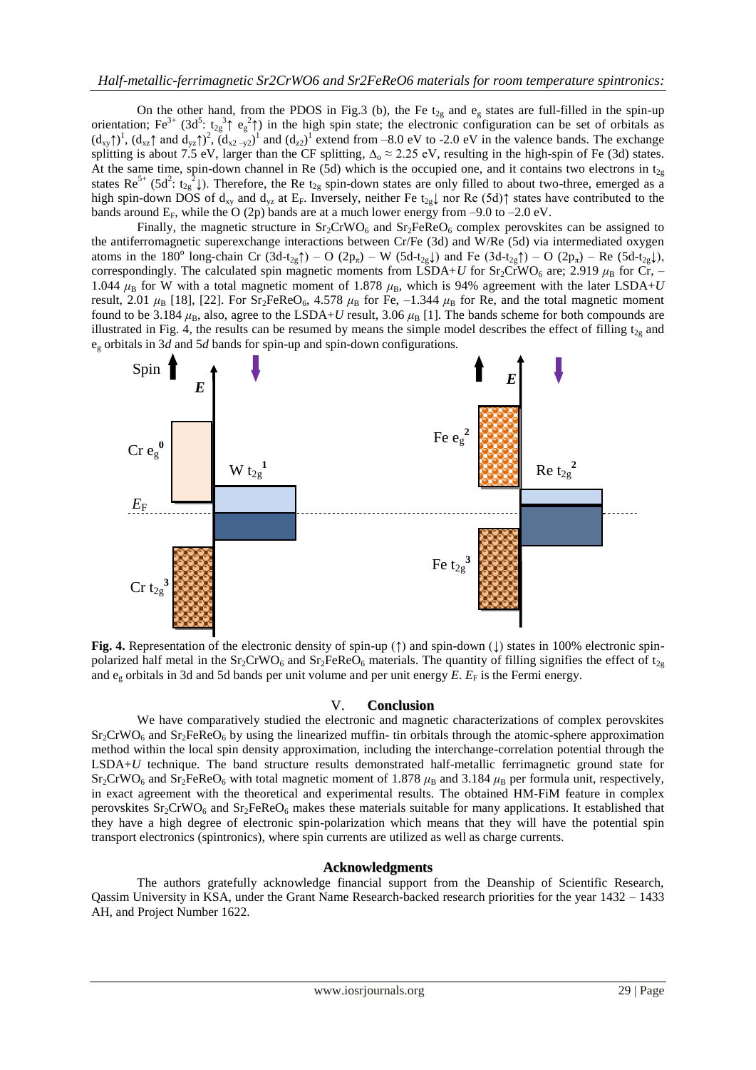On the other hand, from the PDOS in Fig.3 (b), the Fe $t_{2g}$ and $e_g$ states are full-filled in the spin-up orientation; $Fe^{3+}$ ($3d^5$: $t_{2g}^3\uparrow$ $e_g^2\uparrow$) in the high spin state; the electronic configuration can be set of orbitals as $(d_{xy}\uparrow)^1$, $(d_{xz}\uparrow$ and $d_{yz}\uparrow)^2$, $(d_{x2-y2})^1$ and $(d_{z2})^1$ extend from –8.0 eV to -2.0 eV in the valence bands. The exchange splitting is about 7.5 eV, larger than the CF splitting, $\Delta_o \approx 2.25$ eV, resulting in the high-spin of Fe (3d) states. At the same time, spin-down channel in Re (5d) which is the occupied one, and it contains two electrons in $t_{2g}$ states $Re^{5+}$ ($5d^2$: $t_{2g}^2\downarrow$). Therefore, the Re $t_{2g}$ spin-down states are only filled to about two-three, emerged as a high spin-down DOS of $d_{xy}$ and $d_{yz}$ at $E_F$. Inversely, neither Fe $t_{2g}\downarrow$ nor Re (5d)$\uparrow$ states have contributed to the bands around $E_F$, while the O (2p) bands are at a much lower energy from –9.0 to –2.0 eV.

Finally, the magnetic structure in $Sr_2CrWO_6$ and $Sr_2FeReO_6$ complex perovskites can be assigned to the antiferromagnetic superexchange interactions between Cr/Fe (3d) and W/Re (5d) via intermediated oxygen atoms in the 180° long-chain Cr (3d-$t_{2g}\uparrow$) – O ($2p_\pi$) – W (5d-$t_{2g}\downarrow$) and Fe (3d-$t_{2g}\uparrow$) – O ($2p_\pi$) – Re (5d-$t_{2g}\downarrow$), correspondingly. The calculated spin magnetic moments from LSDA+*U* for $Sr_2CrWO_6$ are; 2.919 $\mu_B$ for Cr, –1.044 $\mu_B$ for W with a total magnetic moment of 1.878 $\mu_B$, which is 94% agreement with the later LSDA+*U* result, 2.01 $\mu_B$ [18], [22]. For $Sr_2FeReO_6$, 4.578 $\mu_B$ for Fe, –1.344 $\mu_B$ for Re, and the total magnetic moment found to be 3.184 $\mu_B$, also, agree to the LSDA+*U* result, 3.06 $\mu_B$ [1]. The bands scheme for both compounds are illustrated in Fig. 4, the results can be resumed by means the simple model describes the effect of filling $t_{2g}$ and $e_g$ orbitals in 3*d* and 5*d* bands for spin-up and spin-down configurations.

**Fig. 4.** Representation of the electronic density of spin-up (↑) and spin-down (↓) states in 100% electronic spin-polarized half metal in the $Sr_2CrWO_6$ and $Sr_2FeReO_6$ materials. The quantity of filling signifies the effect of $t_{2g}$ and $e_g$ orbitals in 3d and 5d bands per unit volume and per unit energy *E*. $E_F$ is the Fermi energy.

## V. Conclusion

We have comparatively studied the electronic and magnetic characterizations of complex perovskites $Sr_2CrWO_6$ and $Sr_2FeReO_6$ by using the linearized muffin- tin orbitals through the atomic-sphere approximation method within the local spin density approximation, including the interchange-correlation potential through the LSDA+*U* technique. The band structure results demonstrated half-metallic ferrimagnetic ground state for $Sr_2CrWO_6$ and $Sr_2FeReO_6$ with total magnetic moment of 1.878 $\mu_B$ and 3.184 $\mu_B$ per formula unit, respectively, in exact agreement with the theoretical and experimental results. The obtained HM-FiM feature in complex perovskites $Sr_2CrWO_6$ and $Sr_2FeReO_6$ makes these materials suitable for many applications. It established that they have a high degree of electronic spin-polarization which means that they will have the potential spin transport electronics (spintronics), where spin currents are utilized as well as charge currents.

## Acknowledgments

The authors gratefully acknowledge financial support from the Deanship of Scientific Research, Qassim University in KSA, under the Grant Name Research-backed research priorities for the year 1432 – 1433 AH, and Project Number 1622.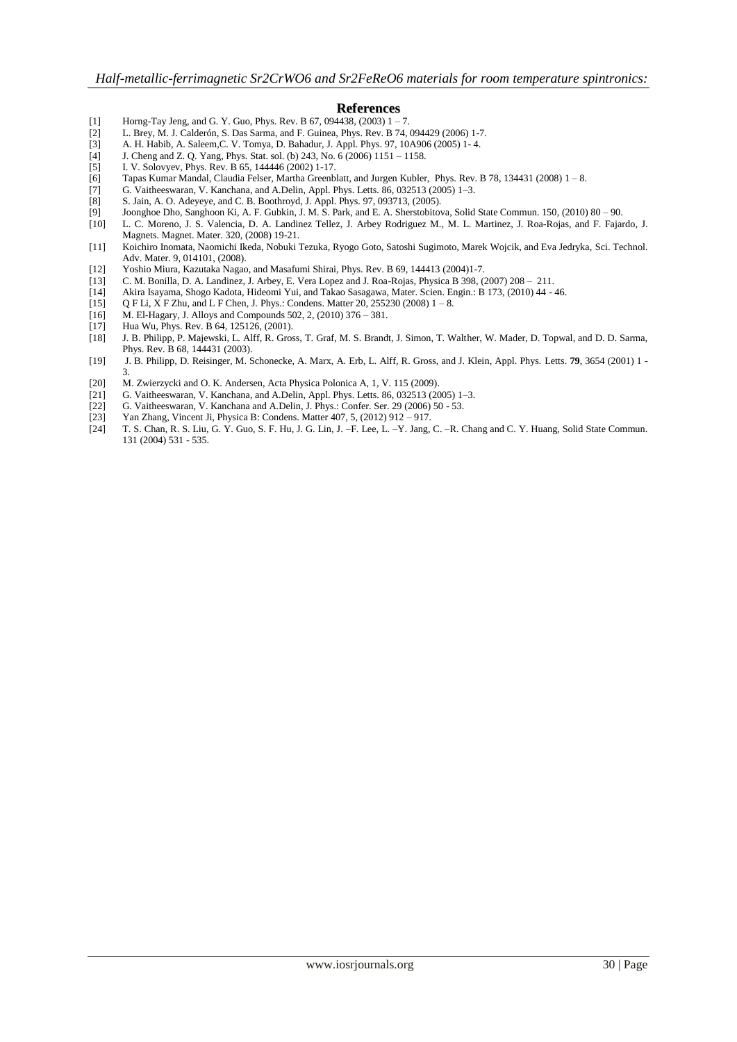## References

[1] Horng-Tay Jeng, and G. Y. Guo, Phys. Rev. B 67, 094438, (2003) 1 – 7.

[2] L. Brey, M. J. Calderón, S. Das Sarma, and F. Guinea, Phys. Rev. B 74, 094429 (2006) 1-7.

[3] A. H. Habib, A. Saleem,C. V. Tomya, D. Bahadur, J. Appl. Phys. 97, 10A906 (2005) 1- 4.

[4] J. Cheng and Z. Q. Yang, Phys. Stat. sol. (b) 243, No. 6 (2006) 1151 – 1158.

[5] I. V. Solovyev, Phys. Rev. B 65, 144446 (2002) 1-17.

[6] Tapas Kumar Mandal, Claudia Felser, Martha Greenblatt, and Jurgen Kubler, Phys. Rev. B 78, 134431 (2008) 1 – 8.

[7] G. Vaitheeswaran, V. Kanchana, and A.Delin, Appl. Phys. Letts. 86, 032513 (2005) 1–3.

[8] S. Jain, A. O. Adeyeye, and C. B. Boothroyd, J. Appl. Phys. 97, 093713, (2005).

[9] Joonghoe Dho, Sanghoon Ki, A. F. Gubkin, J. M. S. Park, and E. A. Sherstobitova, Solid State Commun. 150, (2010) 80 – 90.

[10] L. C. Moreno, J. S. Valencia, D. A. Landinez Tellez, J. Arbey Rodriguez M., M. L. Martinez, J. Roa-Rojas, and F. Fajardo, J. Magnets. Magnet. Mater. 320, (2008) 19-21.

[11] Koichiro Inomata, Naomichi Ikeda, Nobuki Tezuka, Ryogo Goto, Satoshi Sugimoto, Marek Wojcik, and Eva Jedryka, Sci. Technol. Adv. Mater. 9, 014101, (2008).

[12] Yoshio Miura, Kazutaka Nagao, and Masafumi Shirai, Phys. Rev. B 69, 144413 (2004)1-7.

[13] C. M. Bonilla, D. A. Landinez, J. Arbey, E. Vera Lopez and J. Roa-Rojas, Physica B 398, (2007) 208 – 211.

[14] Akira Isayama, Shogo Kadota, Hideomi Yui, and Takao Sasagawa, Mater. Scien. Engin.: B 173, (2010) 44 - 46.

[15] Q F Li, X F Zhu, and L F Chen, J. Phys.: Condens. Matter 20, 255230 (2008) 1 – 8.

[16] M. El-Hagary, J. Alloys and Compounds 502, 2, (2010) 376 – 381.

[17] Hua Wu, Phys. Rev. B 64, 125126, (2001).

[18] J. B. Philipp, P. Majewski, L. Alff, R. Gross, T. Graf, M. S. Brandt, J. Simon, T. Walther, W. Mader, D. Topwal, and D. D. Sarma, Phys. Rev. B 68, 144431 (2003).

[19] J. B. Philipp, D. Reisinger, M. Schonecke, A. Marx, A. Erb, L. Alff, R. Gross, and J. Klein, Appl. Phys. Letts. **79**, 3654 (2001) 1 - 3.

[20] M. Zwierzycki and O. K. Andersen, Acta Physica Polonica A, 1, V. 115 (2009).

[21] G. Vaitheeswaran, V. Kanchana, and A.Delin, Appl. Phys. Letts. 86, 032513 (2005) 1–3.

[22] G. Vaitheeswaran, V. Kanchana and A.Delin, J. Phys.: Confer. Ser. 29 (2006) 50 - 53.

[23] Yan Zhang, Vincent Ji, Physica B: Condens. Matter 407, 5, (2012) 912 – 917.

[24] T. S. Chan, R. S. Liu, G. Y. Guo, S. F. Hu, J. G. Lin, J. –F. Lee, L. –Y. Jang, C. –R. Chang and C. Y. Huang, Solid State Commun. 131 (2004) 531 - 535.